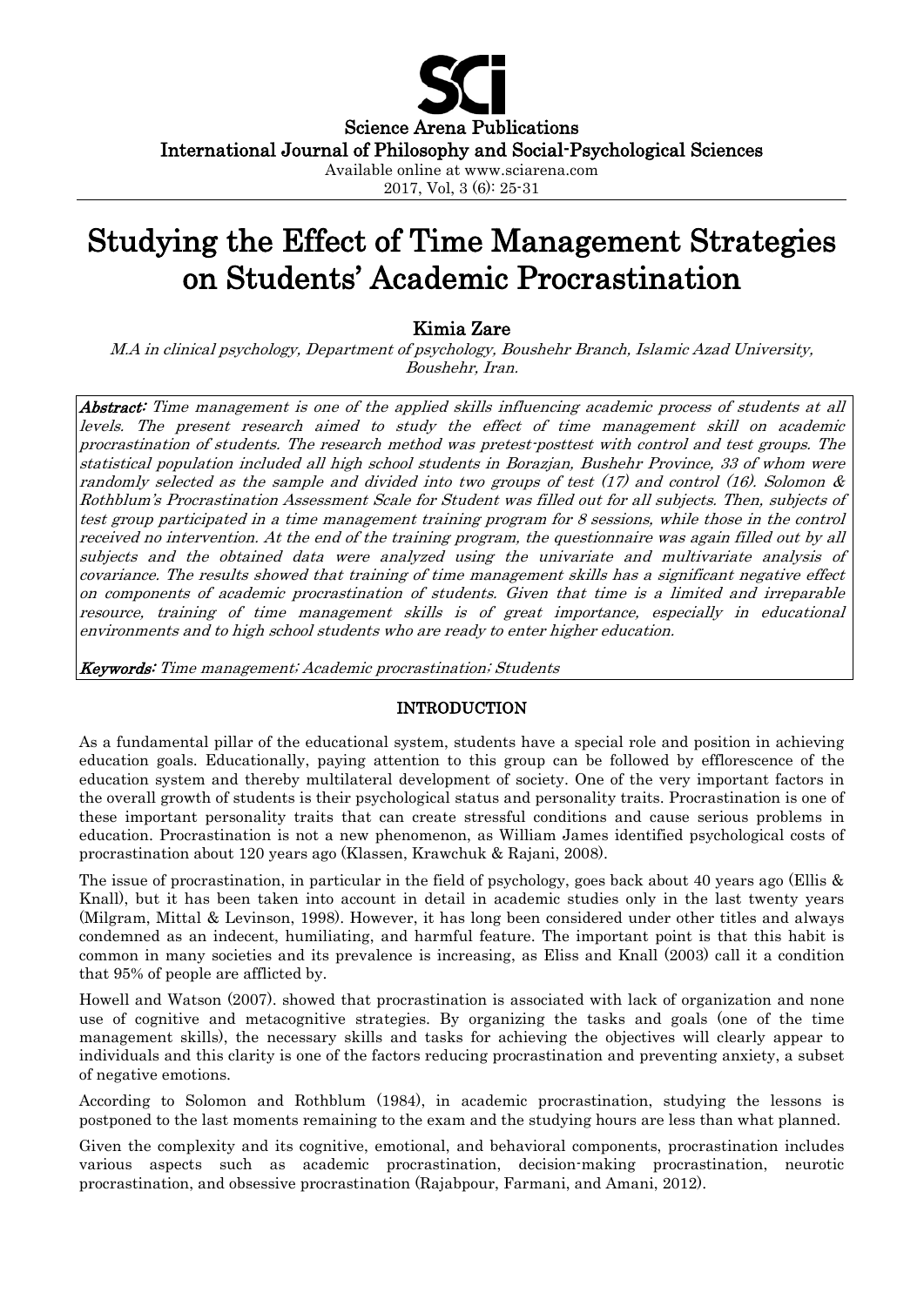# Studying the Effect of Time Management Strategies on Students' Academic Procrastination

**Kimia Zare**

*M.A in clinical psychology, Department of psychology, Boushehr Branch, Islamic Azad University, Boushehr, Iran.*

***Abstract:*** *Time management is one of the applied skills influencing academic process of students at all levels. The present research aimed to study the effect of time management skill on academic procrastination of students. The research method was pretest-posttest with control and test groups. The statistical population included all high school students in Borazjan, Bushehr Province, 33 of whom were randomly selected as the sample and divided into two groups of test (17) and control (16). Solomon & Rothblum's Procrastination Assessment Scale for Student was filled out for all subjects. Then, subjects of test group participated in a time management training program for 8 sessions, while those in the control received no intervention. At the end of the training program, the questionnaire was again filled out by all subjects and the obtained data were analyzed using the univariate and multivariate analysis of covariance. The results showed that training of time management skills has a significant negative effect on components of academic procrastination of students. Given that time is a limited and irreparable resource, training of time management skills is of great importance, especially in educational environments and to high school students who are ready to enter higher education.*

***Keywords:*** *Time management; Academic procrastination; Students*

## INTRODUCTION

As a fundamental pillar of the educational system, students have a special role and position in achieving education goals. Educationally, paying attention to this group can be followed by efflorescence of the education system and thereby multilateral development of society. One of the very important factors in the overall growth of students is their psychological status and personality traits. Procrastination is one of these important personality traits that can create stressful conditions and cause serious problems in education. Procrastination is not a new phenomenon, as William James identified psychological costs of procrastination about 120 years ago (Klassen, Krawchuk & Rajani, 2008).

The issue of procrastination, in particular in the field of psychology, goes back about 40 years ago (Ellis & Knall), but it has been taken into account in detail in academic studies only in the last twenty years (Milgram, Mittal & Levinson, 1998). However, it has long been considered under other titles and always condemned as an indecent, humiliating, and harmful feature. The important point is that this habit is common in many societies and its prevalence is increasing, as Eliss and Knall (2003) call it a condition that 95% of people are afflicted by.

Howell and Watson (2007). showed that procrastination is associated with lack of organization and none use of cognitive and metacognitive strategies. By organizing the tasks and goals (one of the time management skills), the necessary skills and tasks for achieving the objectives will clearly appear to individuals and this clarity is one of the factors reducing procrastination and preventing anxiety, a subset of negative emotions.

According to Solomon and Rothblum (1984), in academic procrastination, studying the lessons is postponed to the last moments remaining to the exam and the studying hours are less than what planned.

Given the complexity and its cognitive, emotional, and behavioral components, procrastination includes various aspects such as academic procrastination, decision-making procrastination, neurotic procrastination, and obsessive procrastination (Rajabpour, Farmani, and Amani, 2012).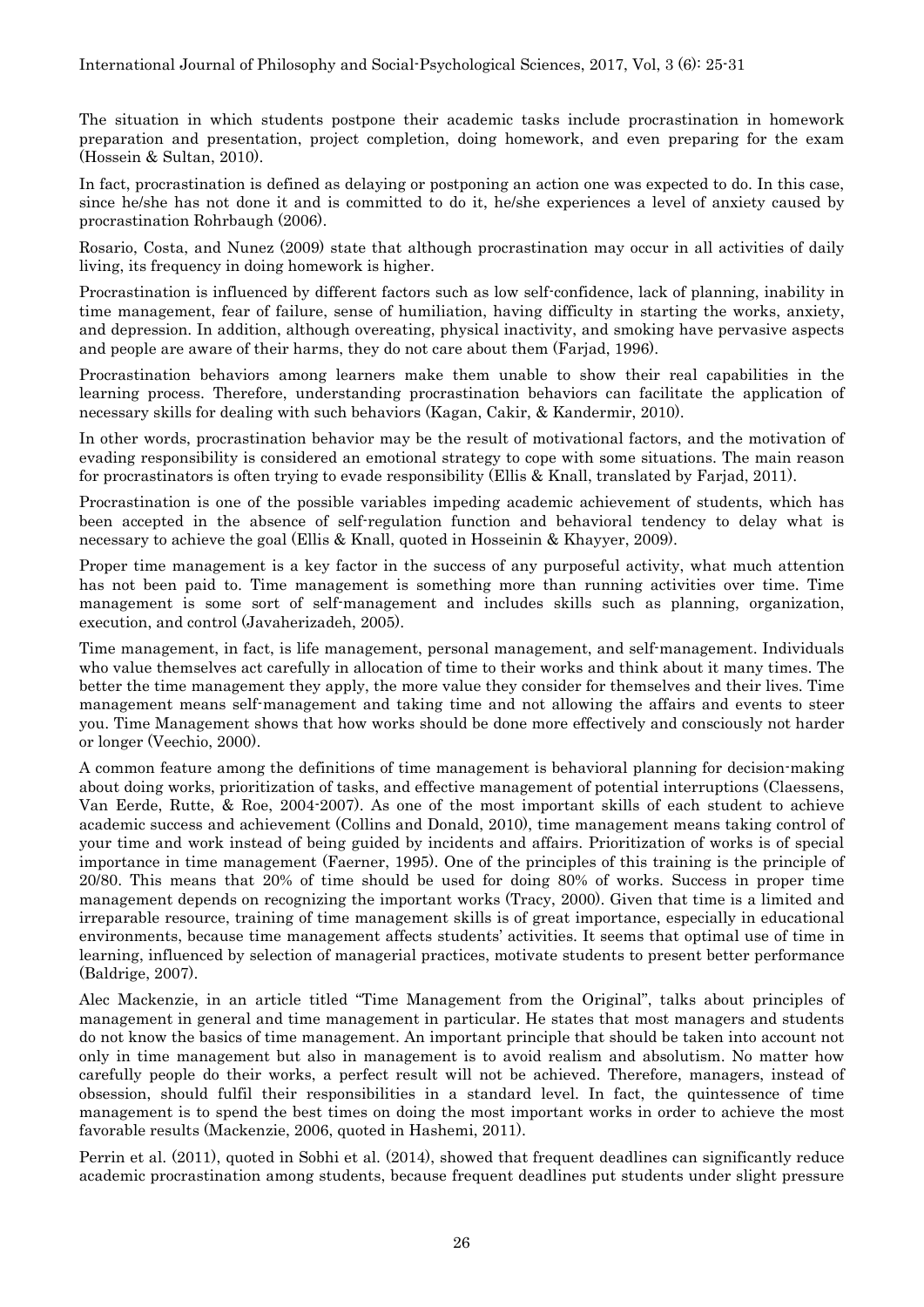The situation in which students postpone their academic tasks include procrastination in homework preparation and presentation, project completion, doing homework, and even preparing for the exam (Hossein & Sultan, 2010).

In fact, procrastination is defined as delaying or postponing an action one was expected to do. In this case, since he/she has not done it and is committed to do it, he/she experiences a level of anxiety caused by procrastination Rohrbaugh (2006).

Rosario, Costa, and Nunez (2009) state that although procrastination may occur in all activities of daily living, its frequency in doing homework is higher.

Procrastination is influenced by different factors such as low self-confidence, lack of planning, inability in time management, fear of failure, sense of humiliation, having difficulty in starting the works, anxiety, and depression. In addition, although overeating, physical inactivity, and smoking have pervasive aspects and people are aware of their harms, they do not care about them (Farjad, 1996).

Procrastination behaviors among learners make them unable to show their real capabilities in the learning process. Therefore, understanding procrastination behaviors can facilitate the application of necessary skills for dealing with such behaviors (Kagan, Cakir, & Kandermir, 2010).

In other words, procrastination behavior may be the result of motivational factors, and the motivation of evading responsibility is considered an emotional strategy to cope with some situations. The main reason for procrastinators is often trying to evade responsibility (Ellis & Knall, translated by Farjad, 2011).

Procrastination is one of the possible variables impeding academic achievement of students, which has been accepted in the absence of self-regulation function and behavioral tendency to delay what is necessary to achieve the goal (Ellis & Knall, quoted in Hosseinin & Khayyer, 2009).

Proper time management is a key factor in the success of any purposeful activity, what much attention has not been paid to. Time management is something more than running activities over time. Time management is some sort of self-management and includes skills such as planning, organization, execution, and control (Javaherizadeh, 2005).

Time management, in fact, is life management, personal management, and self-management. Individuals who value themselves act carefully in allocation of time to their works and think about it many times. The better the time management they apply, the more value they consider for themselves and their lives. Time management means self-management and taking time and not allowing the affairs and events to steer you. Time Management shows that how works should be done more effectively and consciously not harder or longer (Veechio, 2000).

A common feature among the definitions of time management is behavioral planning for decision-making about doing works, prioritization of tasks, and effective management of potential interruptions (Claessens, Van Eerde, Rutte, & Roe, 2004-2007). As one of the most important skills of each student to achieve academic success and achievement (Collins and Donald, 2010), time management means taking control of your time and work instead of being guided by incidents and affairs. Prioritization of works is of special importance in time management (Faerner, 1995). One of the principles of this training is the principle of 20/80. This means that 20% of time should be used for doing 80% of works. Success in proper time management depends on recognizing the important works (Tracy, 2000). Given that time is a limited and irreparable resource, training of time management skills is of great importance, especially in educational environments, because time management affects students' activities. It seems that optimal use of time in learning, influenced by selection of managerial practices, motivate students to present better performance (Baldrige, 2007).

Alec Mackenzie, in an article titled "Time Management from the Original", talks about principles of management in general and time management in particular. He states that most managers and students do not know the basics of time management. An important principle that should be taken into account not only in time management but also in management is to avoid realism and absolutism. No matter how carefully people do their works, a perfect result will not be achieved. Therefore, managers, instead of obsession, should fulfil their responsibilities in a standard level. In fact, the quintessence of time management is to spend the best times on doing the most important works in order to achieve the most favorable results (Mackenzie, 2006, quoted in Hashemi, 2011).

Perrin et al. (2011), quoted in Sobhi et al. (2014), showed that frequent deadlines can significantly reduce academic procrastination among students, because frequent deadlines put students under slight pressure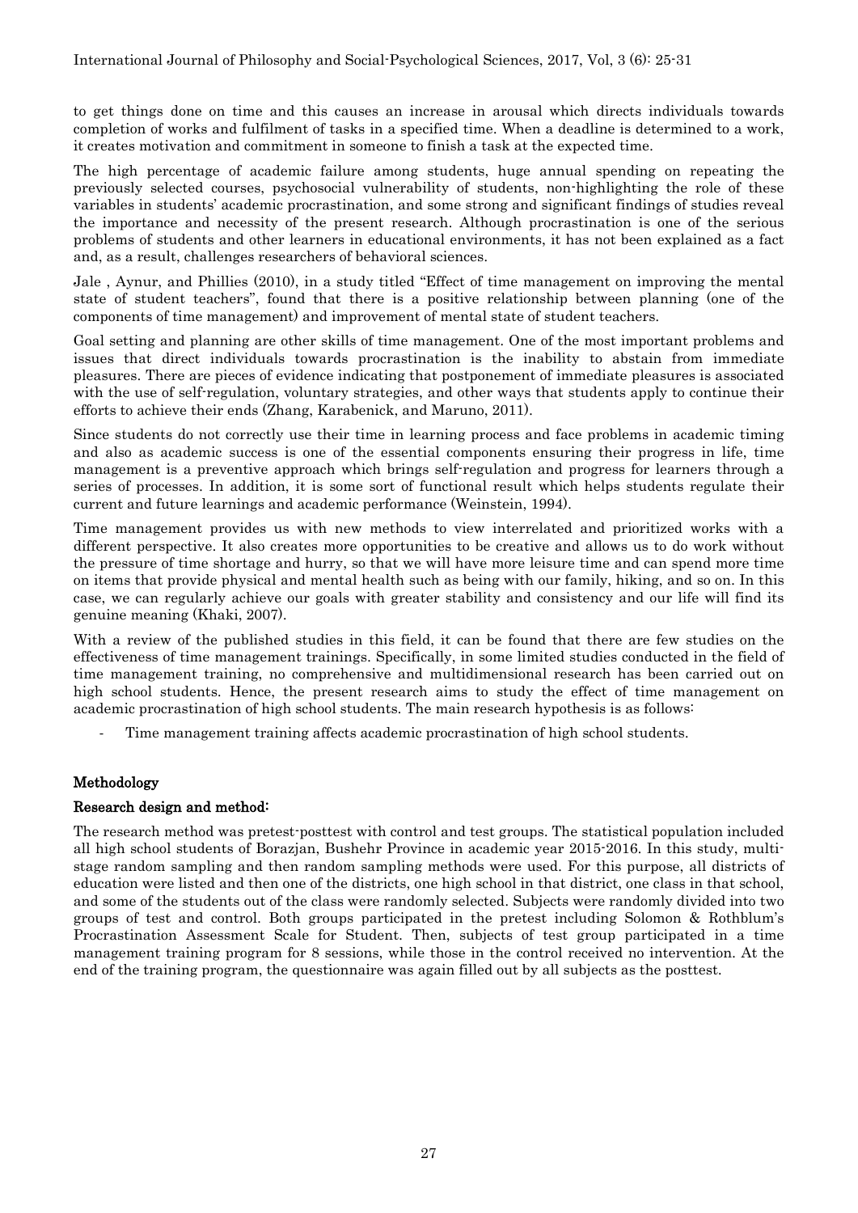to get things done on time and this causes an increase in arousal which directs individuals towards completion of works and fulfilment of tasks in a specified time. When a deadline is determined to a work, it creates motivation and commitment in someone to finish a task at the expected time.

The high percentage of academic failure among students, huge annual spending on repeating the previously selected courses, psychosocial vulnerability of students, non-highlighting the role of these variables in students' academic procrastination, and some strong and significant findings of studies reveal the importance and necessity of the present research. Although procrastination is one of the serious problems of students and other learners in educational environments, it has not been explained as a fact and, as a result, challenges researchers of behavioral sciences.

Jale , Aynur, and Phillies (2010), in a study titled "Effect of time management on improving the mental state of student teachers", found that there is a positive relationship between planning (one of the components of time management) and improvement of mental state of student teachers.

Goal setting and planning are other skills of time management. One of the most important problems and issues that direct individuals towards procrastination is the inability to abstain from immediate pleasures. There are pieces of evidence indicating that postponement of immediate pleasures is associated with the use of self-regulation, voluntary strategies, and other ways that students apply to continue their efforts to achieve their ends (Zhang, Karabenick, and Maruno, 2011).

Since students do not correctly use their time in learning process and face problems in academic timing and also as academic success is one of the essential components ensuring their progress in life, time management is a preventive approach which brings self-regulation and progress for learners through a series of processes. In addition, it is some sort of functional result which helps students regulate their current and future learnings and academic performance (Weinstein, 1994).

Time management provides us with new methods to view interrelated and prioritized works with a different perspective. It also creates more opportunities to be creative and allows us to do work without the pressure of time shortage and hurry, so that we will have more leisure time and can spend more time on items that provide physical and mental health such as being with our family, hiking, and so on. In this case, we can regularly achieve our goals with greater stability and consistency and our life will find its genuine meaning (Khaki, 2007).

With a review of the published studies in this field, it can be found that there are few studies on the effectiveness of time management trainings. Specifically, in some limited studies conducted in the field of time management training, no comprehensive and multidimensional research has been carried out on high school students. Hence, the present research aims to study the effect of time management on academic procrastination of high school students. The main research hypothesis is as follows:

- Time management training affects academic procrastination of high school students.

## Methodology

### Research design and method:

The research method was pretest-posttest with control and test groups. The statistical population included all high school students of Borazjan, Bushehr Province in academic year 2015-2016. In this study, multi-stage random sampling and then random sampling methods were used. For this purpose, all districts of education were listed and then one of the districts, one high school in that district, one class in that school, and some of the students out of the class were randomly selected. Subjects were randomly divided into two groups of test and control. Both groups participated in the pretest including Solomon & Rothblum's Procrastination Assessment Scale for Student. Then, subjects of test group participated in a time management training program for 8 sessions, while those in the control received no intervention. At the end of the training program, the questionnaire was again filled out by all subjects as the posttest.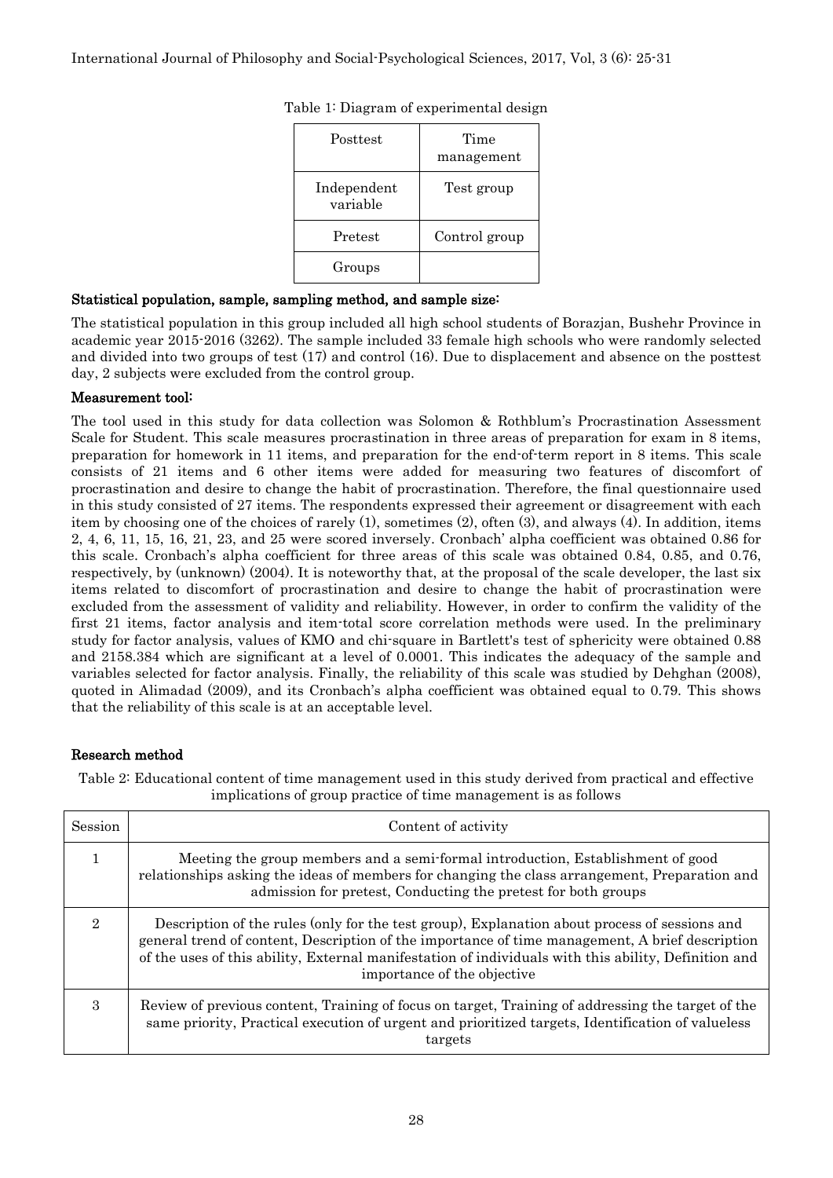Table 1: Diagram of experimental design

| Posttest | Time management |
|---|---|
| Independent variable | Test group |
| Pretest | Control group |
| Groups | |

### Statistical population, sample, sampling method, and sample size:

The statistical population in this group included all high school students of Borazjan, Bushehr Province in academic year 2015-2016 (3262). The sample included 33 female high schools who were randomly selected and divided into two groups of test (17) and control (16). Due to displacement and absence on the posttest day, 2 subjects were excluded from the control group.

### Measurement tool:

The tool used in this study for data collection was Solomon & Rothblum's Procrastination Assessment Scale for Student. This scale measures procrastination in three areas of preparation for exam in 8 items, preparation for homework in 11 items, and preparation for the end-of-term report in 8 items. This scale consists of 21 items and 6 other items were added for measuring two features of discomfort of procrastination and desire to change the habit of procrastination. Therefore, the final questionnaire used in this study consisted of 27 items. The respondents expressed their agreement or disagreement with each item by choosing one of the choices of rarely (1), sometimes (2), often (3), and always (4). In addition, items 2, 4, 6, 11, 15, 16, 21, 23, and 25 were scored inversely. Cronbach' alpha coefficient was obtained 0.86 for this scale. Cronbach's alpha coefficient for three areas of this scale was obtained 0.84, 0.85, and 0.76, respectively, by (unknown) (2004). It is noteworthy that, at the proposal of the scale developer, the last six items related to discomfort of procrastination and desire to change the habit of procrastination were excluded from the assessment of validity and reliability. However, in order to confirm the validity of the first 21 items, factor analysis and item-total score correlation methods were used. In the preliminary study for factor analysis, values of KMO and chi-square in Bartlett's test of sphericity were obtained 0.88 and 2158.384 which are significant at a level of 0.0001. This indicates the adequacy of the sample and variables selected for factor analysis. Finally, the reliability of this scale was studied by Dehghan (2008), quoted in Alimadad (2009), and its Cronbach's alpha coefficient was obtained equal to 0.79. This shows that the reliability of this scale is at an acceptable level.

## Research method

Table 2: Educational content of time management used in this study derived from practical and effective implications of group practice of time management is as follows

| Session | Content of activity |
|---|---|
| 1 | Meeting the group members and a semi-formal introduction, Establishment of good relationships asking the ideas of members for changing the class arrangement, Preparation and admission for pretest, Conducting the pretest for both groups |
| 2 | Description of the rules (only for the test group), Explanation about process of sessions and general trend of content, Description of the importance of time management, A brief description of the uses of this ability, External manifestation of individuals with this ability, Definition and importance of the objective |
| 3 | Review of previous content, Training of focus on target, Training of addressing the target of the same priority, Practical execution of urgent and prioritized targets, Identification of valueless targets |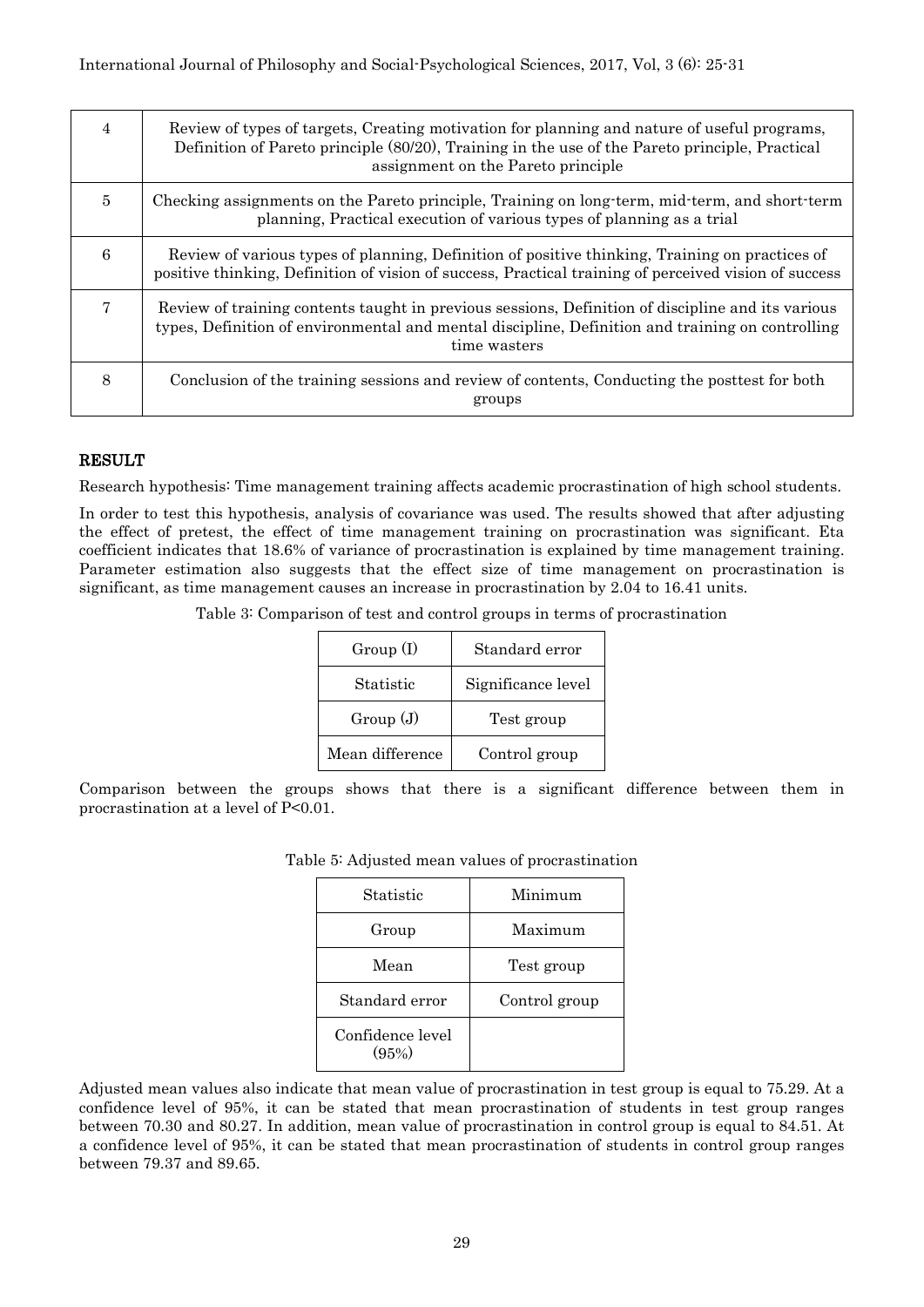| 4 | Review of types of targets, Creating motivation for planning and nature of useful programs, Definition of Pareto principle (80/20), Training in the use of the Pareto principle, Practical assignment on the Pareto principle |
|---|---|
| 5 | Checking assignments on the Pareto principle, Training on long-term, mid-term, and short-term planning, Practical execution of various types of planning as a trial |
| 6 | Review of various types of planning, Definition of positive thinking, Training on practices of positive thinking, Definition of vision of success, Practical training of perceived vision of success |
| 7 | Review of training contents taught in previous sessions, Definition of discipline and its various types, Definition of environmental and mental discipline, Definition and training on controlling time wasters |
| 8 | Conclusion of the training sessions and review of contents, Conducting the posttest for both groups |

## RESULT

Research hypothesis: Time management training affects academic procrastination of high school students.

In order to test this hypothesis, analysis of covariance was used. The results showed that after adjusting the effect of pretest, the effect of time management training on procrastination was significant. Eta coefficient indicates that 18.6% of variance of procrastination is explained by time management training. Parameter estimation also suggests that the effect size of time management on procrastination is significant, as time management causes an increase in procrastination by 2.04 to 16.41 units.

Table 3: Comparison of test and control groups in terms of procrastination

| Group (I) | Standard error |
|---|---|
| Statistic | Significance level |
| Group (J) | Test group |
| Mean difference | Control group |

Comparison between the groups shows that there is a significant difference between them in procrastination at a level of $P<0.01$.

Table 5: Adjusted mean values of procrastination

| Statistic | Minimum |
|---|---|
| Group | Maximum |
| Mean | Test group |
| Standard error | Control group |
| Confidence level (95%) | |

Adjusted mean values also indicate that mean value of procrastination in test group is equal to 75.29. At a confidence level of 95%, it can be stated that mean procrastination of students in test group ranges between 70.30 and 80.27. In addition, mean value of procrastination in control group is equal to 84.51. At a confidence level of 95%, it can be stated that mean procrastination of students in control group ranges between 79.37 and 89.65.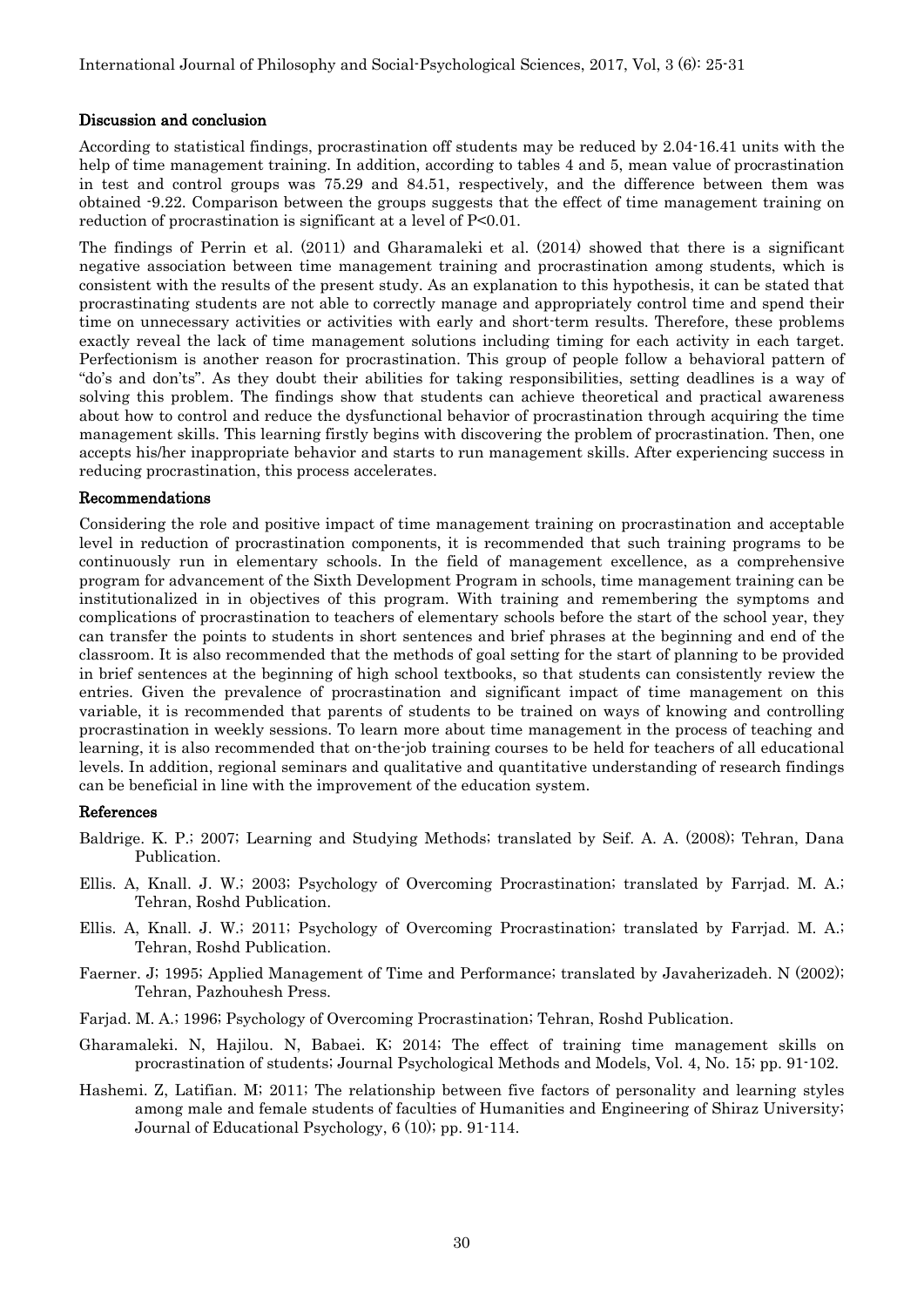## Discussion and conclusion

According to statistical findings, procrastination off students may be reduced by 2.04-16.41 units with the help of time management training. In addition, according to tables 4 and 5, mean value of procrastination in test and control groups was 75.29 and 84.51, respectively, and the difference between them was obtained -9.22. Comparison between the groups suggests that the effect of time management training on reduction of procrastination is significant at a level of $P<0.01$.

The findings of Perrin et al. (2011) and Gharamaleki et al. (2014) showed that there is a significant negative association between time management training and procrastination among students, which is consistent with the results of the present study. As an explanation to this hypothesis, it can be stated that procrastinating students are not able to correctly manage and appropriately control time and spend their time on unnecessary activities or activities with early and short-term results. Therefore, these problems exactly reveal the lack of time management solutions including timing for each activity in each target. Perfectionism is another reason for procrastination. This group of people follow a behavioral pattern of "do's and don'ts". As they doubt their abilities for taking responsibilities, setting deadlines is a way of solving this problem. The findings show that students can achieve theoretical and practical awareness about how to control and reduce the dysfunctional behavior of procrastination through acquiring the time management skills. This learning firstly begins with discovering the problem of procrastination. Then, one accepts his/her inappropriate behavior and starts to run management skills. After experiencing success in reducing procrastination, this process accelerates.

## Recommendations

Considering the role and positive impact of time management training on procrastination and acceptable level in reduction of procrastination components, it is recommended that such training programs to be continuously run in elementary schools. In the field of management excellence, as a comprehensive program for advancement of the Sixth Development Program in schools, time management training can be institutionalized in in objectives of this program. With training and remembering the symptoms and complications of procrastination to teachers of elementary schools before the start of the school year, they can transfer the points to students in short sentences and brief phrases at the beginning and end of the classroom. It is also recommended that the methods of goal setting for the start of planning to be provided in brief sentences at the beginning of high school textbooks, so that students can consistently review the entries. Given the prevalence of procrastination and significant impact of time management on this variable, it is recommended that parents of students to be trained on ways of knowing and controlling procrastination in weekly sessions. To learn more about time management in the process of teaching and learning, it is also recommended that on-the-job training courses to be held for teachers of all educational levels. In addition, regional seminars and qualitative and quantitative understanding of research findings can be beneficial in line with the improvement of the education system.

## References

Baldrige. K. P.; 2007; Learning and Studying Methods; translated by Seif. A. A. (2008); Tehran, Dana Publication.

Ellis. A, Knall. J. W.; 2003; Psychology of Overcoming Procrastination; translated by Farrjad. M. A.; Tehran, Roshd Publication.

Ellis. A, Knall. J. W.; 2011; Psychology of Overcoming Procrastination; translated by Farrjad. M. A.; Tehran, Roshd Publication.

Faerner. J; 1995; Applied Management of Time and Performance; translated by Javaherizadeh. N (2002); Tehran, Pazhouhesh Press.

Farjad. M. A.; 1996; Psychology of Overcoming Procrastination; Tehran, Roshd Publication.

Gharamaleki. N, Hajilou. N, Babaei. K; 2014; The effect of training time management skills on procrastination of students; Journal Psychological Methods and Models, Vol. 4, No. 15; pp. 91-102.

Hashemi. Z, Latifian. M; 2011; The relationship between five factors of personality and learning styles among male and female students of faculties of Humanities and Engineering of Shiraz University; Journal of Educational Psychology, 6 (10); pp. 91-114.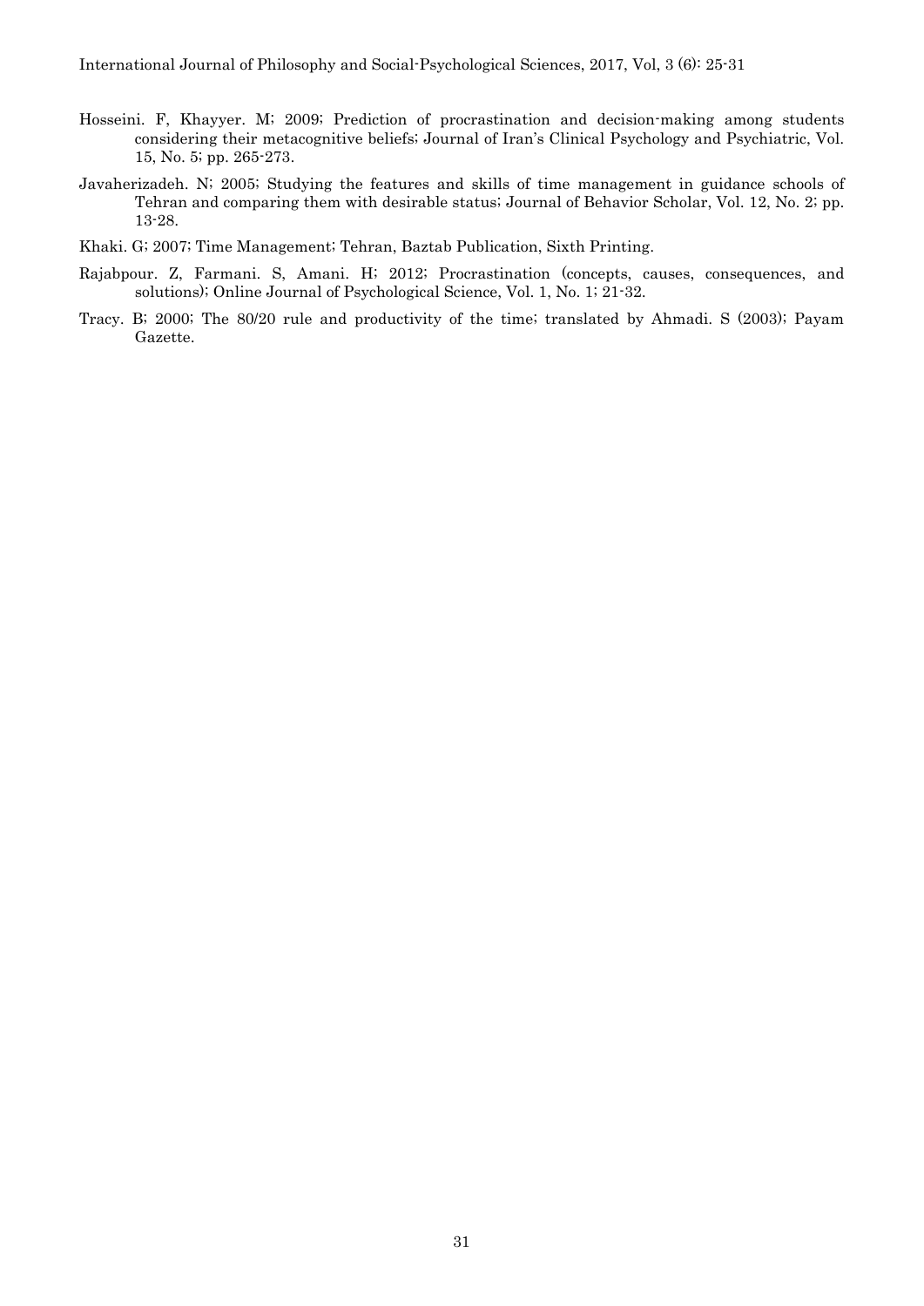Hosseini. F, Khayyer. M; 2009; Prediction of procrastination and decision-making among students considering their metacognitive beliefs; Journal of Iran's Clinical Psychology and Psychiatric, Vol. 15, No. 5; pp. 265-273.

Javaherizadeh. N; 2005; Studying the features and skills of time management in guidance schools of Tehran and comparing them with desirable status; Journal of Behavior Scholar, Vol. 12, No. 2; pp. 13-28.

Khaki. G; 2007; Time Management; Tehran, Baztab Publication, Sixth Printing.

Rajabpour. Z, Farmani. S, Amani. H; 2012; Procrastination (concepts, causes, consequences, and solutions); Online Journal of Psychological Science, Vol. 1, No. 1; 21-32.

Tracy. B; 2000; The 80/20 rule and productivity of the time; translated by Ahmadi. S (2003); Payam Gazette.